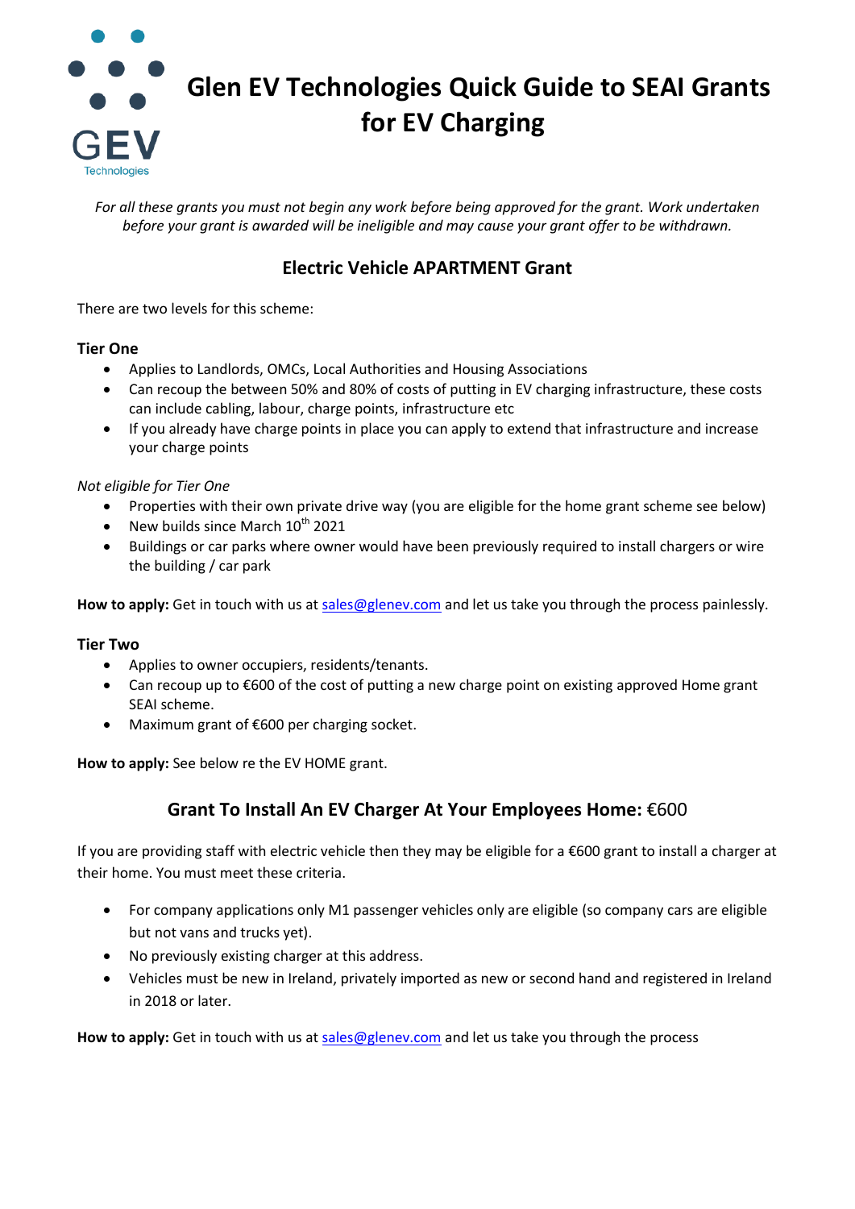# Glen EV Technologies Quick Guide to SEAI Grants for EV Charging

*For all these grants you must not begin any work before being approved for the grant. Work undertaken before your grant is awarded will be ineligible and may cause your grant offer to be withdrawn.*

## Electric Vehicle APARTMENT Grant

There are two levels for this scheme:

### Tier One

- Applies to Landlords, OMCs, Local Authorities and Housing Associations
- Can recoup the between 50% and 80% of costs of putting in EV charging infrastructure, these costs can include cabling, labour, charge points, infrastructure etc
- If you already have charge points in place you can apply to extend that infrastructure and increase your charge points

*Not eligible for Tier One*

- Properties with their own private drive way (you are eligible for the home grant scheme see below)
- New builds since March 10th 2021
- Buildings or car parks where owner would have been previously required to install chargers or wire the building / car park

**How to apply:** Get in touch with us at sales@glenev.com and let us take you through the process painlessly.

### Tier Two

- Applies to owner occupiers, residents/tenants.
- Can recoup up to €600 of the cost of putting a new charge point on existing approved Home grant SEAI scheme.
- Maximum grant of €600 per charging socket.

**How to apply:** See below re the EV HOME grant.

## Grant To Install An EV Charger At Your Employees Home: €600

If you are providing staff with electric vehicle then they may be eligible for a €600 grant to install a charger at their home. You must meet these criteria.

- For company applications only M1 passenger vehicles only are eligible (so company cars are eligible but not vans and trucks yet).
- No previously existing charger at this address.
- Vehicles must be new in Ireland, privately imported as new or second hand and registered in Ireland in 2018 or later.

**How to apply:** Get in touch with us at sales@glenev.com and let us take you through the process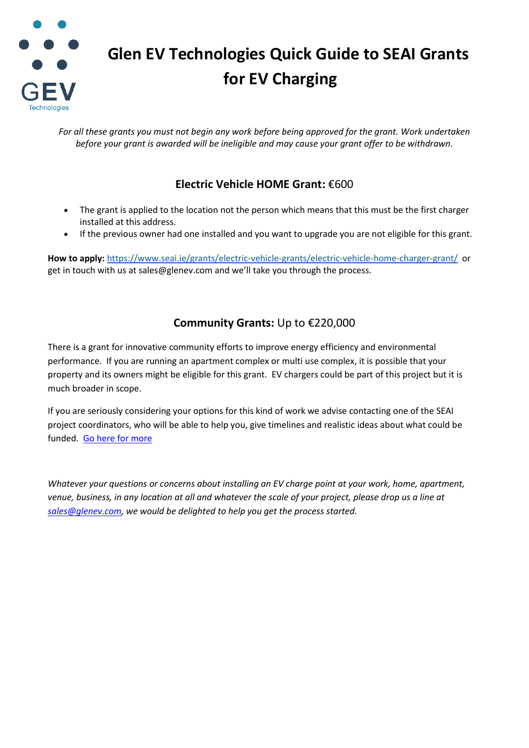GEV
Technologies

# Glen EV Technologies Quick Guide to SEAI Grants for EV Charging

*For all these grants you must not begin any work before being approved for the grant. Work undertaken before your grant is awarded will be ineligible and may cause your grant offer to be withdrawn.*

## **Electric Vehicle HOME Grant:** €600

- The grant is applied to the location not the person which means that this must be the first charger installed at this address.
- If the previous owner had one installed and you want to upgrade you are not eligible for this grant.

**How to apply:** https://www.seai.ie/grants/electric-vehicle-grants/electric-vehicle-home-charger-grant/ or get in touch with us at sales@glenev.com and we'll take you through the process.

## **Community Grants:** Up to €220,000

There is a grant for innovative community efforts to improve energy efficiency and environmental performance. If you are running an apartment complex or multi use complex, it is possible that your property and its owners might be eligible for this grant. EV chargers could be part of this project but it is much broader in scope.

If you are seriously considering your options for this kind of work we advise contacting one of the SEAI project coordinators, who will be able to help you, give timelines and realistic ideas about what could be funded. Go here for more

*Whatever your questions or concerns about installing an EV charge point at your work, home, apartment, venue, business, in any location at all and whatever the scale of your project, please drop us a line at sales@glenev.com, we would be delighted to help you get the process started.*